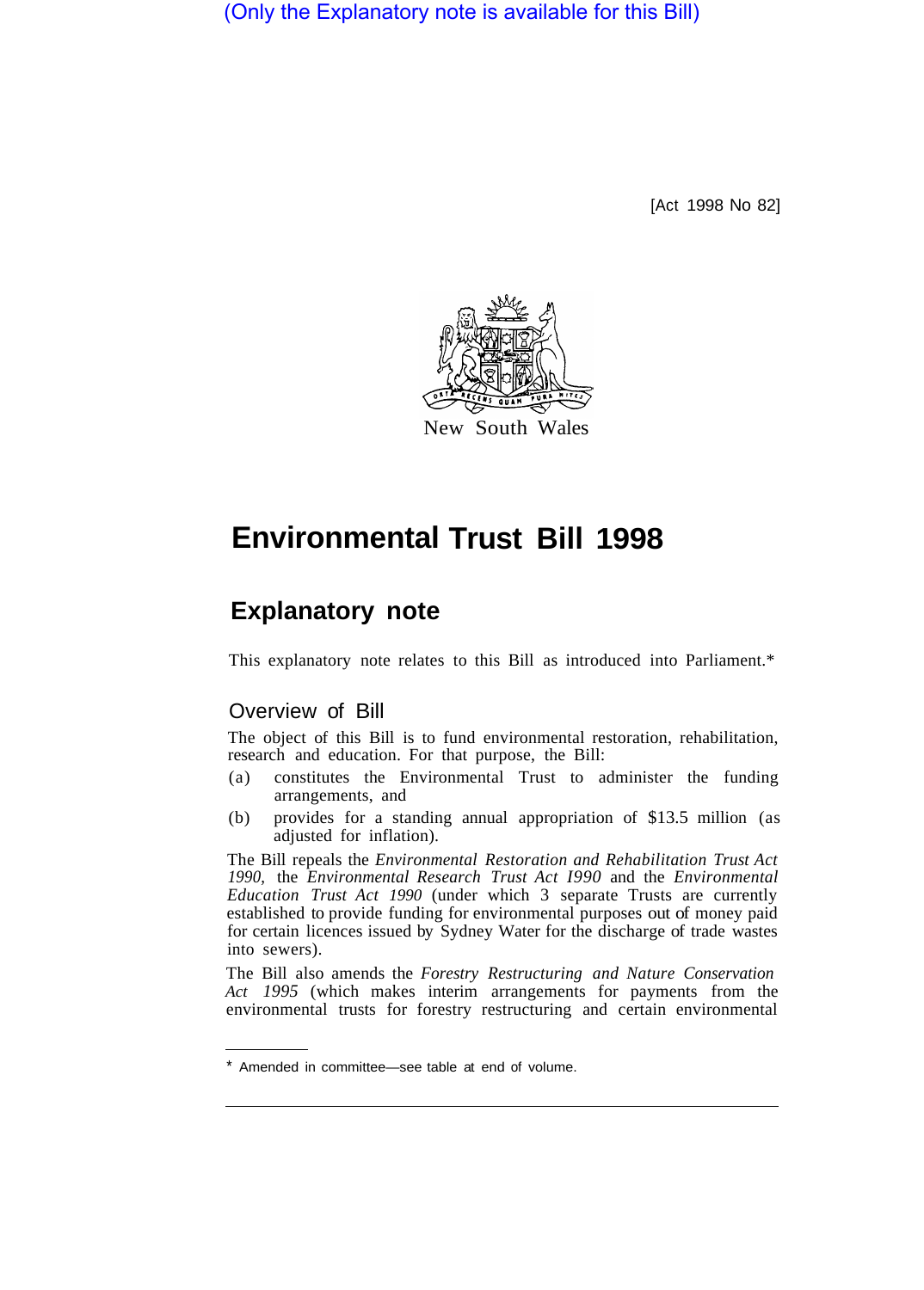(Only the Explanatory note is available for this Bill)

[Act 1998 No 82]

New South Wales

# Environmental Trust Bill 1998

## Explanatory note

This explanatory note relates to this Bill as introduced into Parliament.*

### Overview of Bill

The object of this Bill is to fund environmental restoration, rehabilitation, research and education. For that purpose, the Bill:

(a) constitutes the Environmental Trust to administer the funding arrangements, and

(b) provides for a standing annual appropriation of $13.5 million (as adjusted for inflation).

The Bill repeals the *Environmental Restoration and Rehabilitation Trust Act 1990*, the *Environmental Research Trust Act 1990* and the *Environmental Education Trust Act 1990* (under which 3 separate Trusts are currently established to provide funding for environmental purposes out of money paid for certain licences issued by Sydney Water for the discharge of trade wastes into sewers).

The Bill also amends the *Forestry Restructuring and Nature Conservation Act 1995* (which makes interim arrangements for payments from the environmental trusts for forestry restructuring and certain environmental

* Amended in committee—see table at end of volume.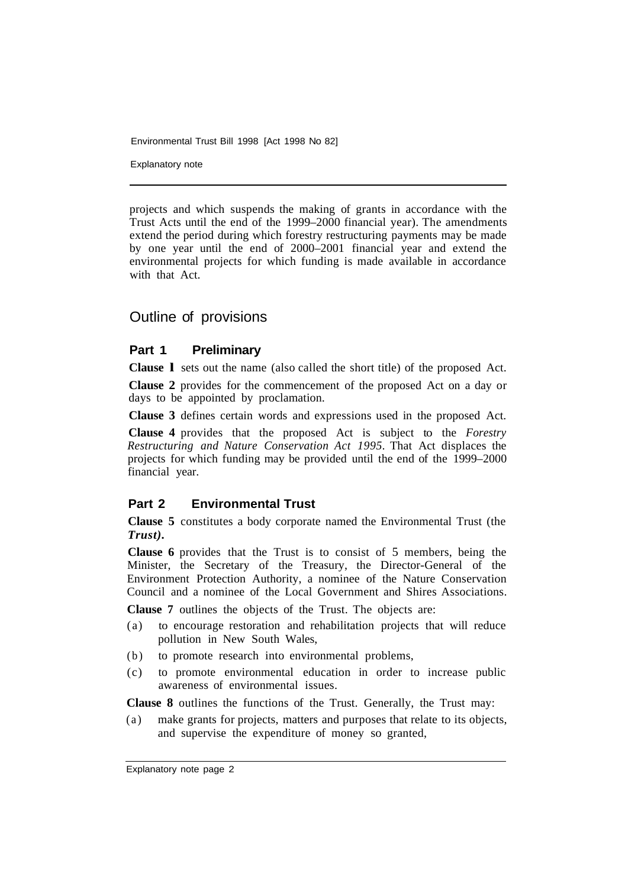projects and which suspends the making of grants in accordance with the Trust Acts until the end of the 1999–2000 financial year). The amendments extend the period during which forestry restructuring payments may be made by one year until the end of 2000–2001 financial year and extend the environmental projects for which funding is made available in accordance with that Act.

## Outline of provisions

### Part 1 Preliminary

**Clause 1** sets out the name (also called the short title) of the proposed Act.

**Clause 2** provides for the commencement of the proposed Act on a day or days to be appointed by proclamation.

**Clause 3** defines certain words and expressions used in the proposed Act.

**Clause 4** provides that the proposed Act is subject to the *Forestry Restructuring and Nature Conservation Act 1995*. That Act displaces the projects for which funding may be provided until the end of the 1999–2000 financial year.

### Part 2 Environmental Trust

**Clause 5** constitutes a body corporate named the Environmental Trust (the ***Trust)***.

**Clause 6** provides that the Trust is to consist of 5 members, being the Minister, the Secretary of the Treasury, the Director-General of the Environment Protection Authority, a nominee of the Nature Conservation Council and a nominee of the Local Government and Shires Associations.

**Clause 7** outlines the objects of the Trust. The objects are:

(a) to encourage restoration and rehabilitation projects that will reduce pollution in New South Wales,

(b) to promote research into environmental problems,

(c) to promote environmental education in order to increase public awareness of environmental issues.

**Clause 8** outlines the functions of the Trust. Generally, the Trust may:

(a) make grants for projects, matters and purposes that relate to its objects, and supervise the expenditure of money so granted,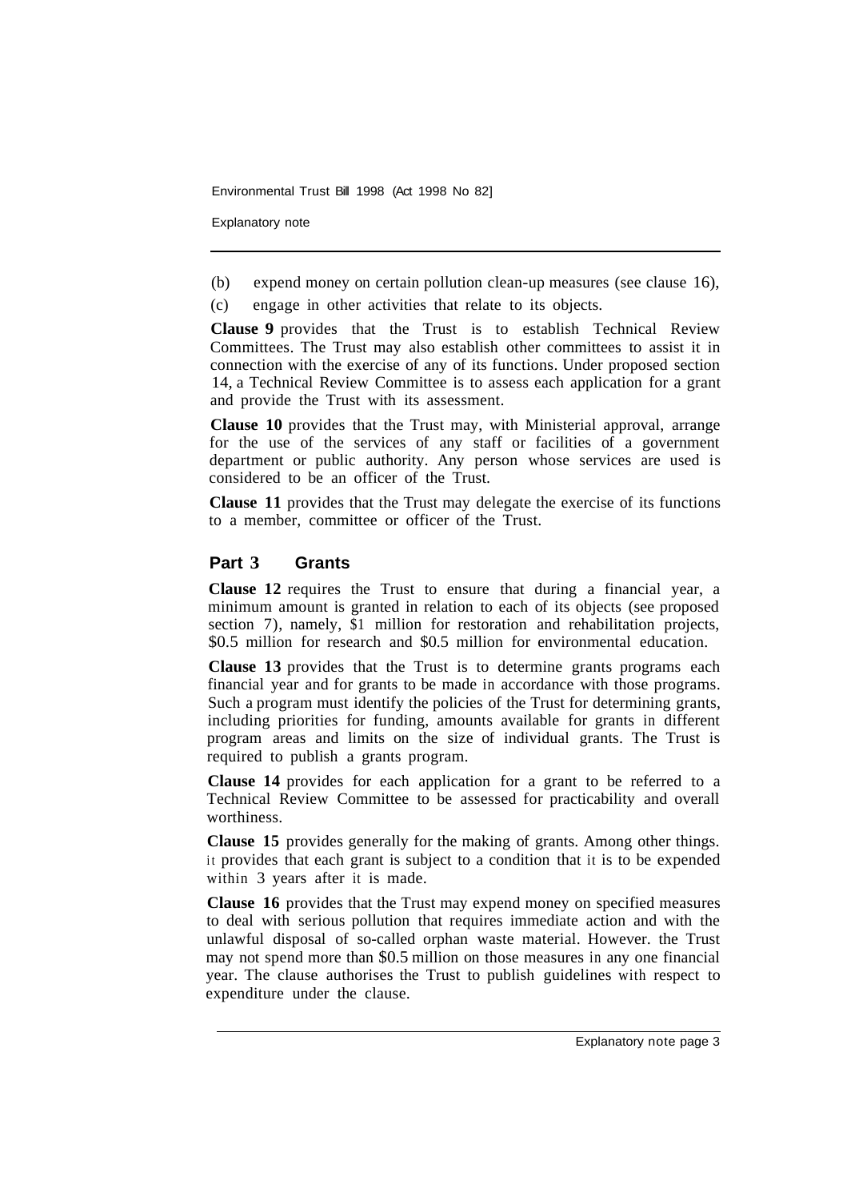(b) expend money on certain pollution clean-up measures (see clause 16),

(c) engage in other activities that relate to its objects.

**Clause 9** provides that the Trust is to establish Technical Review Committees. The Trust may also establish other committees to assist it in connection with the exercise of any of its functions. Under proposed section 14, a Technical Review Committee is to assess each application for a grant and provide the Trust with its assessment.

**Clause 10** provides that the Trust may, with Ministerial approval, arrange for the use of the services of any staff or facilities of a government department or public authority. Any person whose services are used is considered to be an officer of the Trust.

**Clause 11** provides that the Trust may delegate the exercise of its functions to a member, committee or officer of the Trust.

## Part 3 Grants

**Clause 12** requires the Trust to ensure that during a financial year, a minimum amount is granted in relation to each of its objects (see proposed section 7), namely, $1 million for restoration and rehabilitation projects, $0.5 million for research and $0.5 million for environmental education.

**Clause 13** provides that the Trust is to determine grants programs each financial year and for grants to be made in accordance with those programs. Such a program must identify the policies of the Trust for determining grants, including priorities for funding, amounts available for grants in different program areas and limits on the size of individual grants. The Trust is required to publish a grants program.

**Clause 14** provides for each application for a grant to be referred to a Technical Review Committee to be assessed for practicability and overall worthiness.

**Clause 15** provides generally for the making of grants. Among other things. it provides that each grant is subject to a condition that it is to be expended within 3 years after it is made.

**Clause 16** provides that the Trust may expend money on specified measures to deal with serious pollution that requires immediate action and with the unlawful disposal of so-called orphan waste material. However. the Trust may not spend more than $0.5 million on those measures in any one financial year. The clause authorises the Trust to publish guidelines with respect to expenditure under the clause.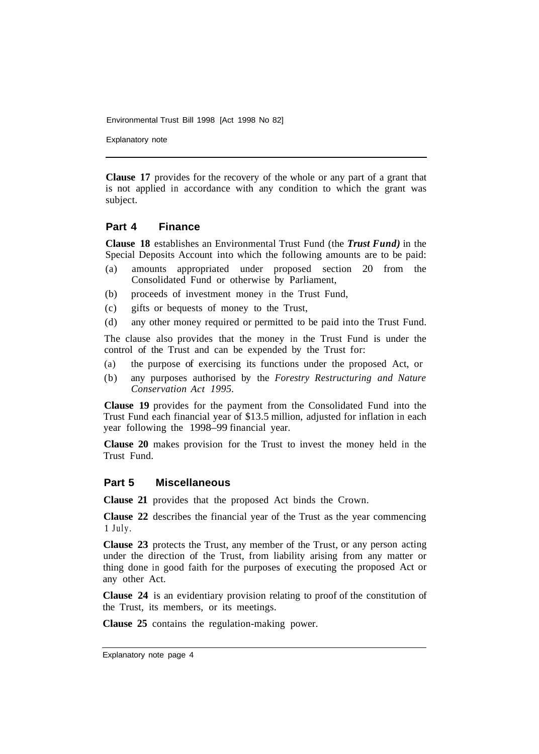**Clause 17** provides for the recovery of the whole or any part of a grant that is not applied in accordance with any condition to which the grant was subject.

## Part 4 Finance

**Clause 18** establishes an Environmental Trust Fund (the ***Trust Fund)*** in the Special Deposits Account into which the following amounts are to be paid:

(a) amounts appropriated under proposed section 20 from the Consolidated Fund or otherwise by Parliament,

(b) proceeds of investment money in the Trust Fund,

(c) gifts or bequests of money to the Trust,

(d) any other money required or permitted to be paid into the Trust Fund.

The clause also provides that the money in the Trust Fund is under the control of the Trust and can be expended by the Trust for:

(a) the purpose of exercising its functions under the proposed Act, or

(b) any purposes authorised by the *Forestry Restructuring and Nature Conservation Act 1995*.

**Clause 19** provides for the payment from the Consolidated Fund into the Trust Fund each financial year of $13.5 million, adjusted for inflation in each year following the 1998–99 financial year.

**Clause 20** makes provision for the Trust to invest the money held in the Trust Fund.

## Part 5 Miscellaneous

**Clause 21** provides that the proposed Act binds the Crown.

**Clause 22** describes the financial year of the Trust as the year commencing 1 July.

**Clause 23** protects the Trust, any member of the Trust, or any person acting under the direction of the Trust, from liability arising from any matter or thing done in good faith for the purposes of executing the proposed Act or any other Act.

**Clause 24** is an evidentiary provision relating to proof of the constitution of the Trust, its members, or its meetings.

**Clause 25** contains the regulation-making power.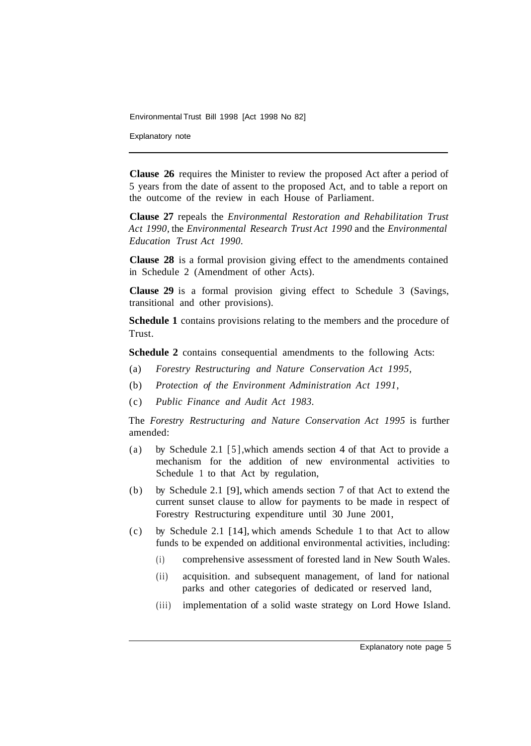**Clause 26** requires the Minister to review the proposed Act after a period of 5 years from the date of assent to the proposed Act, and to table a report on the outcome of the review in each House of Parliament.

**Clause 27** repeals the *Environmental Restoration and Rehabilitation Trust Act 1990*, the *Environmental Research Trust Act 1990* and the *Environmental Education Trust Act 1990*.

**Clause 28** is a formal provision giving effect to the amendments contained in Schedule 2 (Amendment of other Acts).

**Clause 29** is a formal provision giving effect to Schedule 3 (Savings, transitional and other provisions).

**Schedule 1** contains provisions relating to the members and the procedure of Trust.

**Schedule 2** contains consequential amendments to the following Acts:

(a) *Forestry Restructuring and Nature Conservation Act 1995*,

(b) *Protection of the Environment Administration Act 1991*,

(c) *Public Finance and Audit Act 1983*.

The *Forestry Restructuring and Nature Conservation Act 1995* is further amended:

(a) by Schedule 2.1 [5], which amends section 4 of that Act to provide a mechanism for the addition of new environmental activities to Schedule 1 to that Act by regulation,

(b) by Schedule 2.1 [9], which amends section 7 of that Act to extend the current sunset clause to allow for payments to be made in respect of Forestry Restructuring expenditure until 30 June 2001,

(c) by Schedule 2.1 [14], which amends Schedule 1 to that Act to allow funds to be expended on additional environmental activities, including:

  (i) comprehensive assessment of forested land in New South Wales.

  (ii) acquisition. and subsequent management, of land for national parks and other categories of dedicated or reserved land,

  (iii) implementation of a solid waste strategy on Lord Howe Island.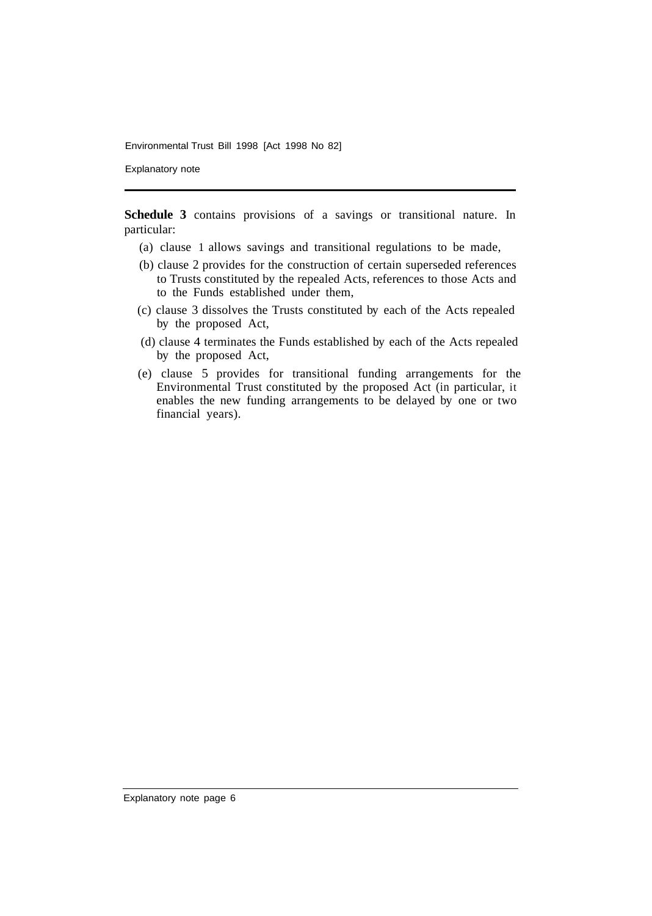**Schedule 3** contains provisions of a savings or transitional nature. In particular:

(a) clause 1 allows savings and transitional regulations to be made,

(b) clause 2 provides for the construction of certain superseded references to Trusts constituted by the repealed Acts, references to those Acts and to the Funds established under them,

(c) clause 3 dissolves the Trusts constituted by each of the Acts repealed by the proposed Act,

(d) clause 4 terminates the Funds established by each of the Acts repealed by the proposed Act,

(e) clause 5 provides for transitional funding arrangements for the Environmental Trust constituted by the proposed Act (in particular, it enables the new funding arrangements to be delayed by one or two financial years).